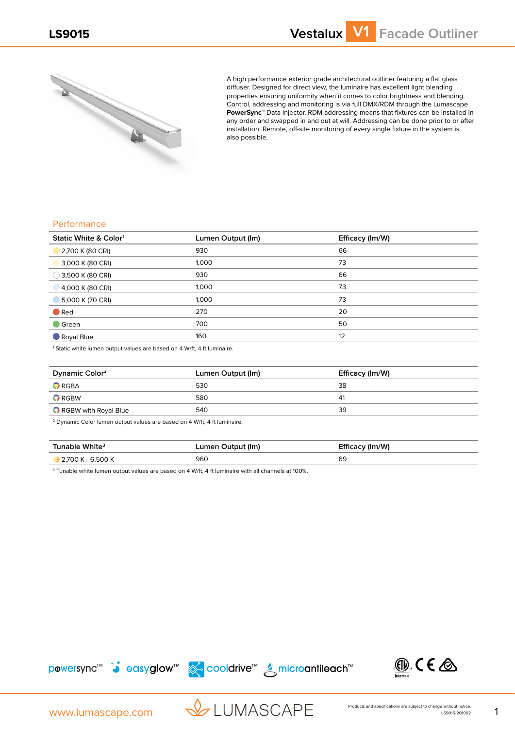# LS9015

## Vestalux V1 Facade Outliner

A high performance exterior grade architectural outliner featuring a flat glass diffuser. Designed for direct view, the luminaire has excellent light blending properties ensuring uniformity when it comes to color brightness and blending. Control, addressing and monitoring is via full DMX/RDM through the Lumascape **PowerSync**™ Data Injector. RDM addressing means that fixtures can be installed in any order and swapped in and out at will. Addressing can be done prior to or after installation. Remote, off-site monitoring of every single fixture in the system is also possible.

## Performance

| Static White & Color[1] | Lumen Output (lm) | Efficacy (lm/W) |
|---|---|---|
| 2,700 K (80 CRI) | 930 | 66 |
| 3,000 K (80 CRI) | 1,000 | 73 |
| 3,500 K (80 CRI) | 930 | 66 |
| 4,000 K (80 CRI) | 1,000 | 73 |
| 5,000 K (70 CRI) | 1,000 | 73 |
| Red | 270 | 20 |
| Green | 700 | 50 |
| Royal Blue | 160 | 12 |

[1] Static white lumen output values are based on 4 W/ft, 4 ft luminaire.

| Dynamic Color[2] | Lumen Output (lm) | Efficacy (lm/W) |
|---|---|---|
| RGBA | 530 | 38 |
| RGBW | 580 | 41 |
| RGBW with Royal Blue | 540 | 39 |

[2] Dynamic Color lumen output values are based on 4 W/ft, 4 ft luminaire.

| Tunable White[3] | Lumen Output (lm) | Efficacy (lm/W) |
|---|---|---|
| 2,700 K - 6,500 K | 960 | 69 |

[3] Tunable white lumen output values are based on 4 W/ft, 4 ft luminaire with all channels at 100%.

powersync™ easyglow™ cooldrive™ microantileach™

www.lumascape.com

LUMASCAPE

Products and specifications are subject to change without notice.
LS9015-201002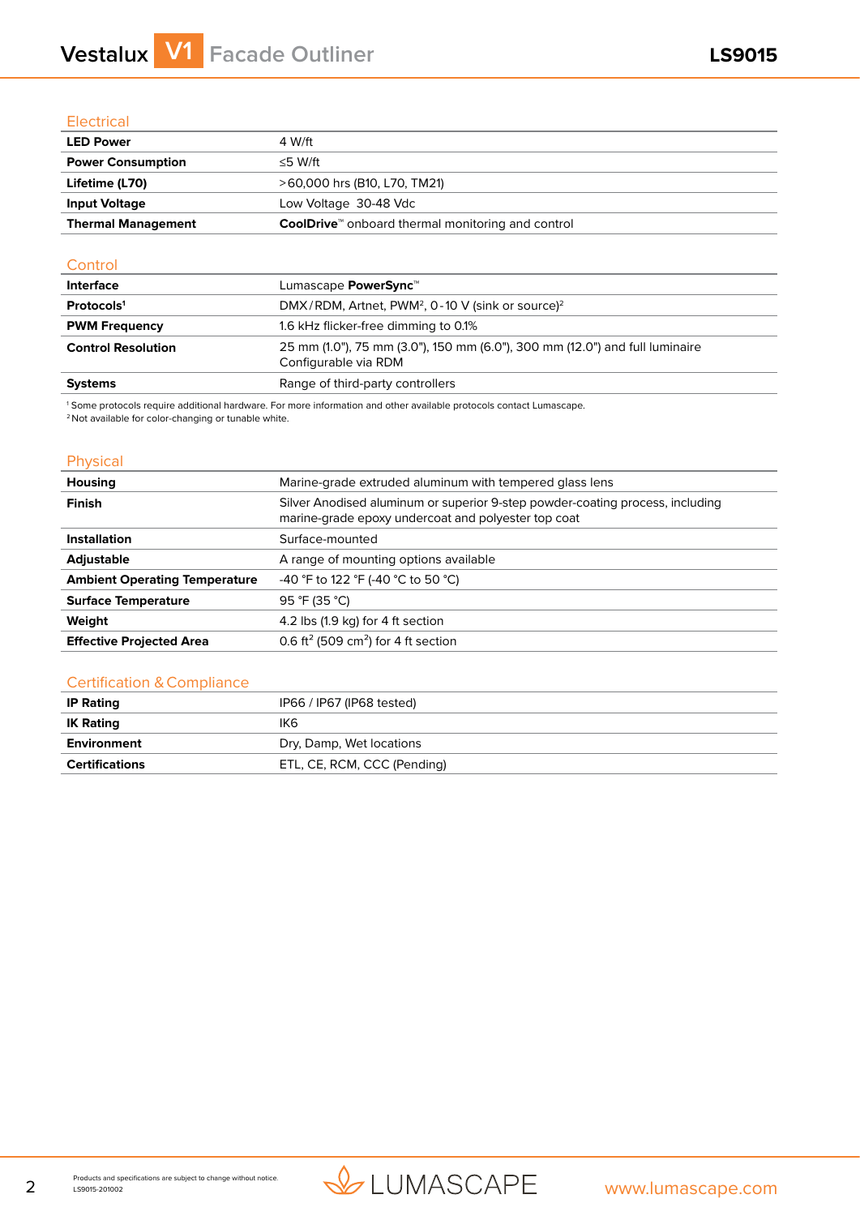## Electrical

| | |
|---|---|
| **LED Power** | 4 W/ft |
| **Power Consumption** | ≤5 W/ft |
| **Lifetime (L70)** | >60,000 hrs (B10, L70, TM21) |
| **Input Voltage** | Low Voltage 30-48 Vdc |
| **Thermal Management** | **CoolDrive**™ onboard thermal monitoring and control |

## Control

| | |
|---|---|
| **Interface** | Lumascape **PowerSync**™ |
| **Protocols**[1] | DMX/RDM, Artnet, PWM[2], 0-10 V (sink or source)[2] |
| **PWM Frequency** | 1.6 kHz flicker-free dimming to 0.1% |
| **Control Resolution** | 25 mm (1.0"), 75 mm (3.0"), 150 mm (6.0"), 300 mm (12.0") and full luminaire Configurable via RDM |
| **Systems** | Range of third-party controllers |

[1] Some protocols require additional hardware. For more information and other available protocols contact Lumascape.
[2] Not available for color-changing or tunable white.

## Physical

| | |
|---|---|
| **Housing** | Marine-grade extruded aluminum with tempered glass lens |
| **Finish** | Silver Anodised aluminum or superior 9-step powder-coating process, including marine-grade epoxy undercoat and polyester top coat |
| **Installation** | Surface-mounted |
| **Adjustable** | A range of mounting options available |
| **Ambient Operating Temperature** | -40 °F to 122 °F (-40 °C to 50 °C) |
| **Surface Temperature** | 95 °F (35 °C) |
| **Weight** | 4.2 lbs (1.9 kg) for 4 ft section |
| **Effective Projected Area** | 0.6 ft$^2$ (509 cm$^2$) for 4 ft section |

## Certification & Compliance

| | |
|---|---|
| **IP Rating** | IP66 / IP67 (IP68 tested) |
| **IK Rating** | IK6 |
| **Environment** | Dry, Damp, Wet locations |
| **Certifications** | ETL, CE, RCM, CCC (Pending) |

Products and specifications are subject to change without notice.
LS9015-201002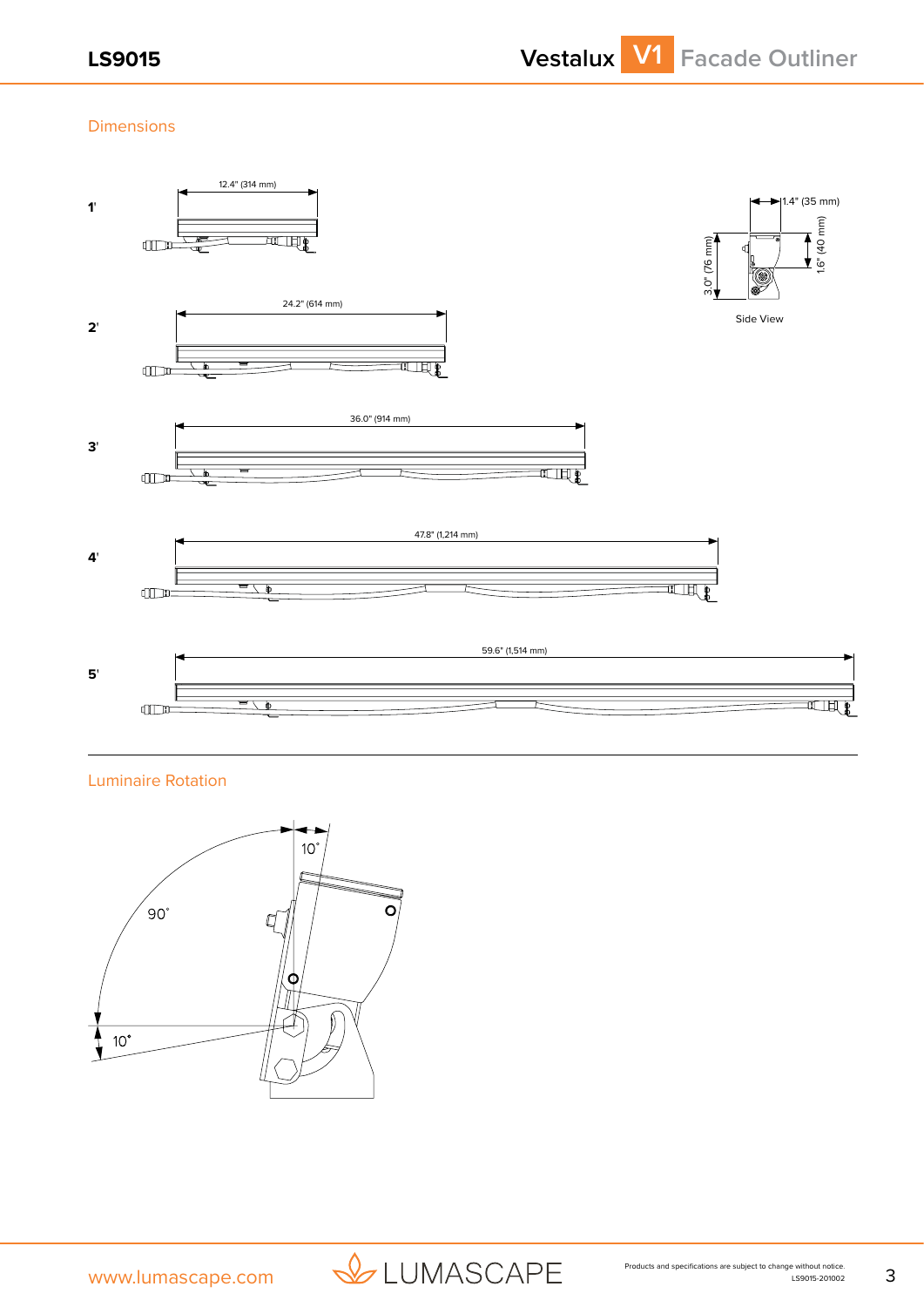## Dimensions

1'

12.4" (314 mm)

2'

24.2" (614 mm)

3'

36.0" (914 mm)

4'

47.8" (1,214 mm)

5'

59.6" (1,514 mm)

1.4" (35 mm)

3.0" (76 mm)

1.6" (40 mm)

Side View

## Luminaire Rotation

10˚

90˚

10˚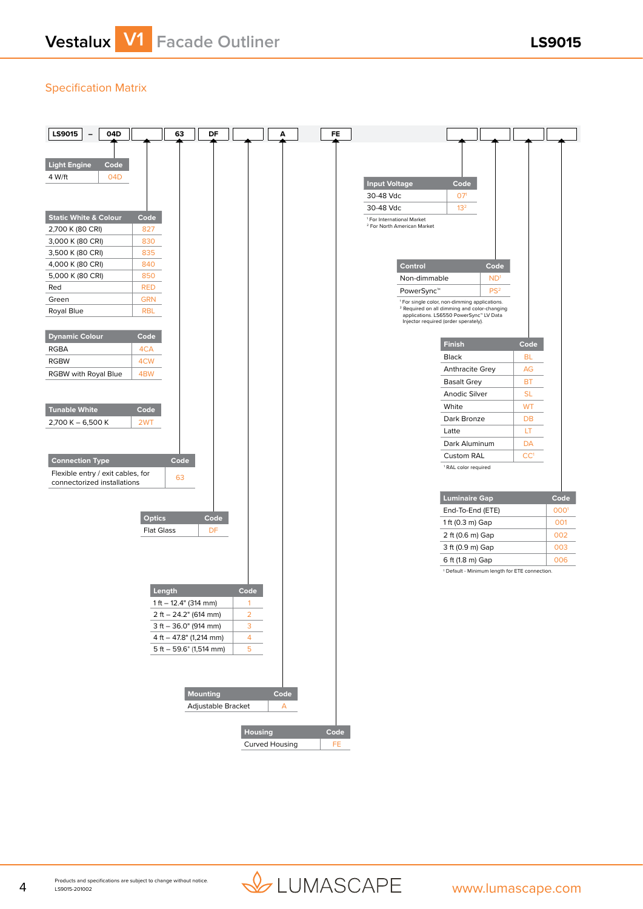## Specification Matrix

| LS9015 | – | 04D | | 63 | DF | | A | FE | | | | |
|---|---|---|---|---|---|---|---|---|---|---|---|---|

| Light Engine | Code |
|---|---|
| 4 W/ft | 04D |

| Static White & Colour | Code |
|---|---|
| 2,700 K (80 CRI) | 827 |
| 3,000 K (80 CRI) | 830 |
| 3,500 K (80 CRI) | 835 |
| 4,000 K (80 CRI) | 840 |
| 5,000 K (80 CRI) | 850 |
| Red | RED |
| Green | GRN |
| Royal Blue | RBL |

| Dynamic Colour | Code |
|---|---|
| RGBA | 4CA |
| RGBW | 4CW |
| RGBW with Royal Blue | 4BW |

| Tunable White | Code |
|---|---|
| 2,700 K – 6,500 K | 2WT |

| Connection Type | Code |
|---|---|
| Flexible entry / exit cables, for connectorized installations | 63 |

| Optics | Code |
|---|---|
| Flat Glass | DF |

| Length | Code |
|---|---|
| 1 ft – 12.4" (314 mm) | 1 |
| 2 ft – 24.2" (614 mm) | 2 |
| 3 ft – 36.0" (914 mm) | 3 |
| 4 ft – 47.8" (1,214 mm) | 4 |
| 5 ft – 59.6" (1,514 mm) | 5 |

| Mounting | Code |
|---|---|
| Adjustable Bracket | A |

| Housing | Code |
|---|---|
| Curved Housing | FE |

| Input Voltage | Code |
|---|---|
| 30-48 Vdc | 07[1] |
| 30-48 Vdc | 13[2] |

[1] For International Market
[2] For North American Market

| Control | Code |
|---|---|
| Non-dimmable | ND[1] |
| PowerSync™ | PS[2] |

[1] For single color, non-dimming applications.
[2] Required on all dimming and color-changing applications. LS6550 PowerSync™ LV Data Injector required (order sperately).

| Finish | Code |
|---|---|
| Black | BL |
| Anthracite Grey | AG |
| Basalt Grey | BT |
| Anodic Silver | SL |
| White | WT |
| Dark Bronze | DB |
| Latte | LT |
| Dark Aluminum | DA |
| Custom RAL | CC[1] |

[1] RAL color required

| Luminaire Gap | Code |
|---|---|
| End-To-End (ETE) | 000[1] |
| 1 ft (0.3 m) Gap | 001 |
| 2 ft (0.6 m) Gap | 002 |
| 3 ft (0.9 m) Gap | 003 |
| 6 ft (1.8 m) Gap | 006 |

[1] Default - Minimum length for ETE connection.

Products and specifications are subject to change without notice.
LS9015-201002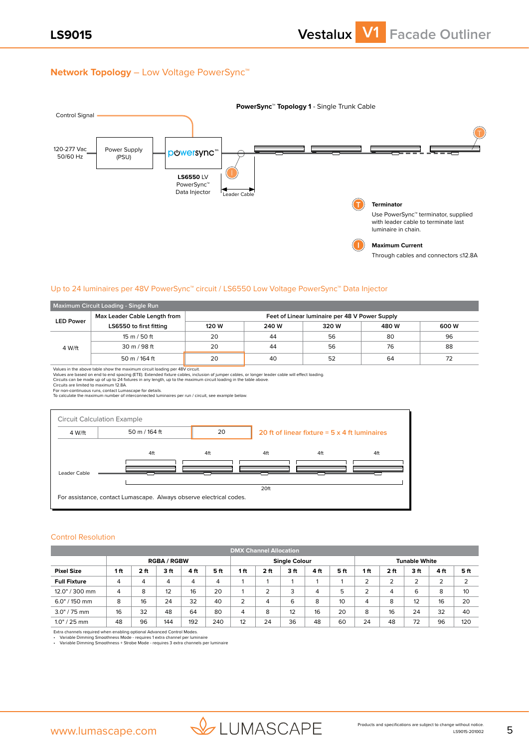## Network Topology – Low Voltage PowerSync™

**PowerSync™ Topology 1** - Single Trunk Cable

Control Signal

120-277 Vac 50/60 Hz

Power Supply (PSU)

powersync™

**LS6550** LV PowerSync™ Data Injector

Leader Cable

**Terminator**

Use PowerSync™ terminator, supplied with leader cable to terminate last luminaire in chain.

**Maximum Current**

Through cables and connectors ≤12.8A

### Up to 24 luminaires per 48V PowerSync™ circuit / LS6550 Low Voltage PowerSync™ Data Injector

| Maximum Circuit Loading - Single Run | | | | | | |
|---|---|---|---|---|---|---|
| **LED Power** | **Max Leader Cable Length from LS6550 to first fitting** | **Feet of Linear luminaire per 48 V Power Supply** | | | | |
| | | **120 W** | **240 W** | **320 W** | **480 W** | **600 W** |
| 4 W/ft | 15 m / 50 ft | 20 | 44 | 56 | 80 | 96 |
| | 30 m / 98 ft | 20 | 44 | 56 | 76 | 88 |
| | 50 m / 164 ft | 20 | 40 | 52 | 64 | 72 |

Values in the above table show the maximum circuit loading per 48V circuit.
Values are based on end to end spacing (ETE). Extended fixture cables, inclusion of jumper cables, or longer leader cable will effect loading.
Circuits can be made up of up to 24 fixtures in any length, up to the maximum circuit loading in the table above.
Circuits are limited to maximum 12.8A.
For non-continuous runs, contact Lumascape for details.
To calculate the maximum number of interconnected luminaires per run / circuit, see example below.

**Circuit Calculation Example**

| 4 W/ft | 50 m / 164 ft | 20 |
|---|---|---|

20 ft of linear fixture = 5 x 4 ft luminaires

Leader Cable — 4ft, 4ft, 4ft, 4ft, 4ft — 20ft

For assistance, contact Lumascape. Always observe electrical codes.

### Control Resolution

| DMX Channel Allocation | | | | | | | | | | | | | | | |
|---|---|---|---|---|---|---|---|---|---|---|---|---|---|---|---|
| | **RGBA / RGBW** | | | | | **Single Colour** | | | | | **Tunable White** | | | | |
| **Pixel Size** | **1 ft** | **2 ft** | **3 ft** | **4 ft** | **5 ft** | **1 ft** | **2 ft** | **3 ft** | **4 ft** | **5 ft** | **1 ft** | **2 ft** | **3 ft** | **4 ft** | **5 ft** |
| **Full Fixture** | 4 | 4 | 4 | 4 | 4 | 1 | 1 | 1 | 1 | 1 | 2 | 2 | 2 | 2 | 2 |
| 12.0" / 300 mm | 4 | 8 | 12 | 16 | 20 | 1 | 2 | 3 | 4 | 5 | 2 | 4 | 6 | 8 | 10 |
| 6.0" / 150 mm | 8 | 16 | 24 | 32 | 40 | 2 | 4 | 6 | 8 | 10 | 4 | 8 | 12 | 16 | 20 |
| 3.0" / 75 mm | 16 | 32 | 48 | 64 | 80 | 4 | 8 | 12 | 16 | 20 | 8 | 16 | 24 | 32 | 40 |
| 1.0" / 25 mm | 48 | 96 | 144 | 192 | 240 | 12 | 24 | 36 | 48 | 60 | 24 | 48 | 72 | 96 | 120 |

Extra channels required when enabling optional Advanced Control Modes.
- Variable Dimming Smoothness Mode - requires 1 extra channel per luminaire
- Variable Dimming Smoothness + Strobe Mode - requires 3 extra channels per luminaire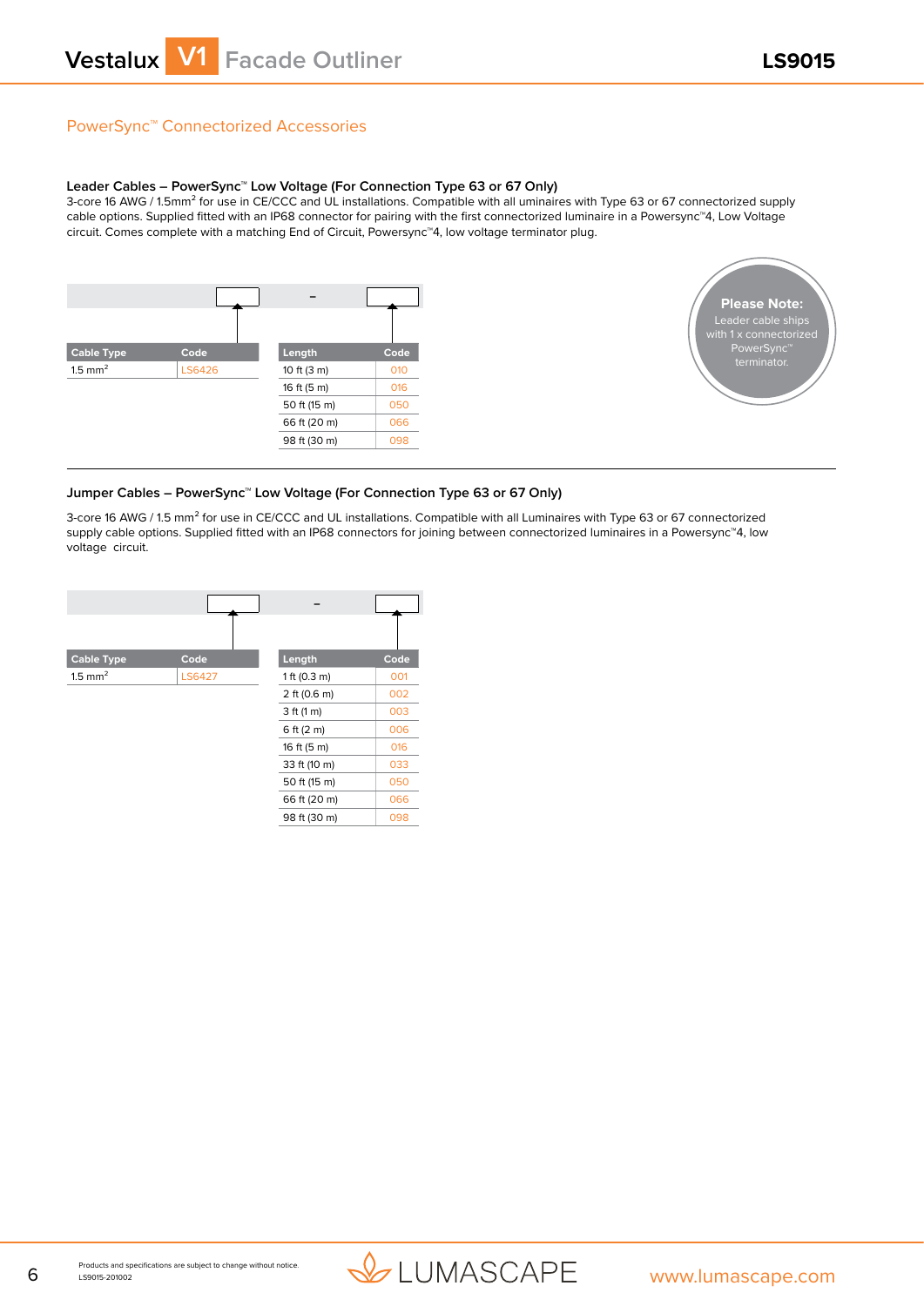## PowerSync™ Connectorized Accessories

### Leader Cables – PowerSync™ Low Voltage (For Connection Type 63 or 67 Only)

3-core 16 AWG / 1.5mm$^2$ for use in CE/CCC and UL installations. Compatible with all uminaires with Type 63 or 67 connectorized supply cable options. Supplied fitted with an IP68 connector for pairing with the first connectorized luminaire in a Powersync™4, Low Voltage circuit. Comes complete with a matching End of Circuit, Powersync™4, low voltage terminator plug.

[ ] – [ ]

| Cable Type | Code |
|---|---|
| 1.5 mm$^2$ | LS6426 |

| Length | Code |
|---|---|
| 10 ft (3 m) | 010 |
| 16 ft (5 m) | 016 |
| 50 ft (15 m) | 050 |
| 66 ft (20 m) | 066 |
| 98 ft (30 m) | 098 |

**Please Note:** Leader cable ships with 1 x connectorized PowerSync™ terminator.

### Jumper Cables – PowerSync™ Low Voltage (For Connection Type 63 or 67 Only)

3-core 16 AWG / 1.5 mm$^2$ for use in CE/CCC and UL installations. Compatible with all Luminaires with Type 63 or 67 connectorized supply cable options. Supplied fitted with an IP68 connectors for joining between connectorized luminaires in a Powersync™4, low voltage circuit.

[ ] – [ ]

| Cable Type | Code |
|---|---|
| 1.5 mm$^2$ | LS6427 |

| Length | Code |
|---|---|
| 1 ft (0.3 m) | 001 |
| 2 ft (0.6 m) | 002 |
| 3 ft (1 m) | 003 |
| 6 ft (2 m) | 006 |
| 16 ft (5 m) | 016 |
| 33 ft (10 m) | 033 |
| 50 ft (15 m) | 050 |
| 66 ft (20 m) | 066 |
| 98 ft (30 m) | 098 |

Products and specifications are subject to change without notice.
LS9015-201002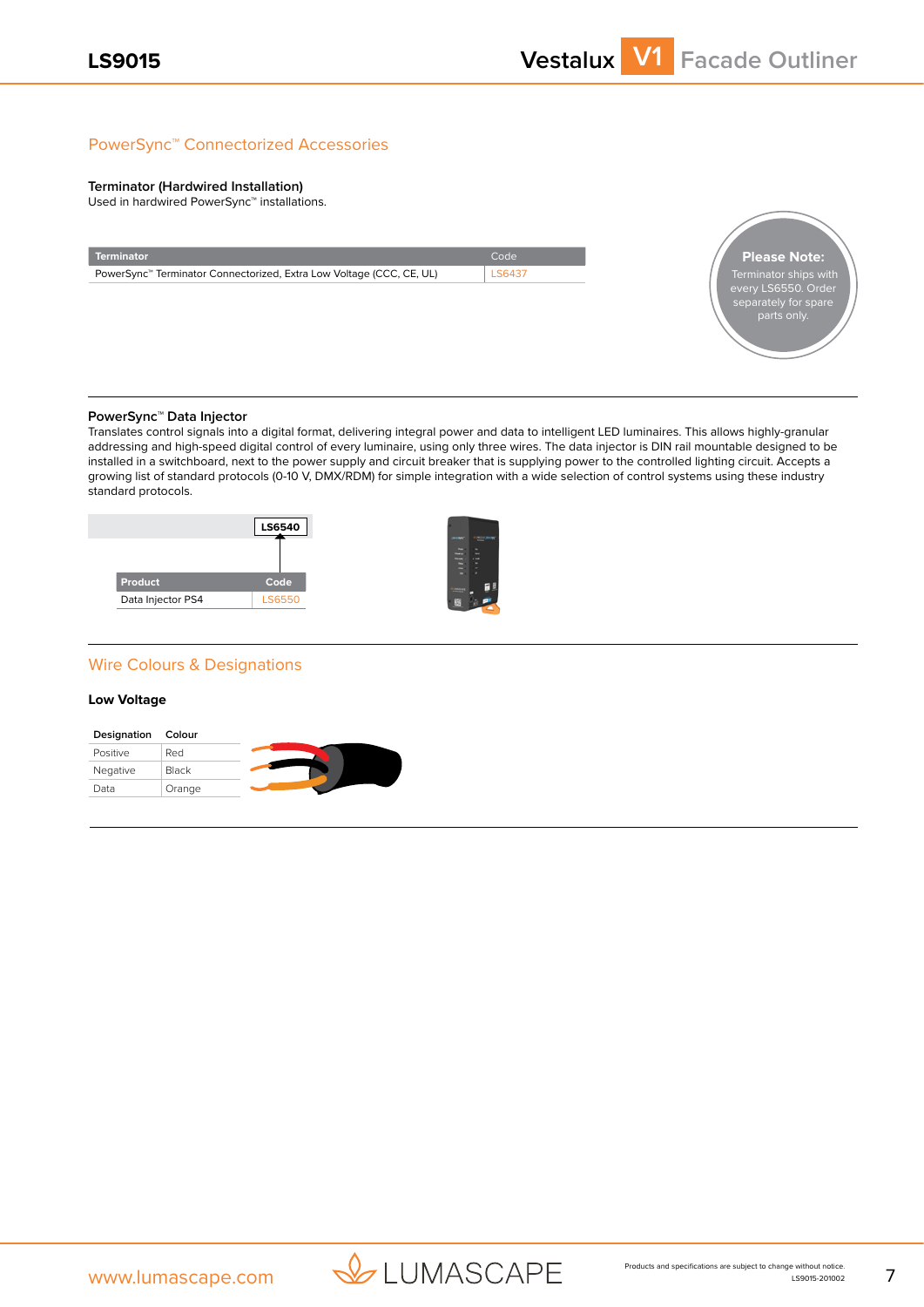## PowerSync™ Connectorized Accessories

**Terminator (Hardwired Installation)**
Used in hardwired PowerSync™ installations.

| Terminator | Code |
|---|---|
| PowerSync™ Terminator Connectorized, Extra Low Voltage (CCC, CE, UL) | LS6437 |

**Please Note:**
Terminator ships with every LS6550. Order separately for spare parts only.

**PowerSync™ Data Injector**
Translates control signals into a digital format, delivering integral power and data to intelligent LED luminaires. This allows highly-granular addressing and high-speed digital control of every luminaire, using only three wires. The data injector is DIN rail mountable designed to be installed in a switchboard, next to the power supply and circuit breaker that is supplying power to the controlled lighting circuit. Accepts a growing list of standard protocols (0-10 V, DMX/RDM) for simple integration with a wide selection of control systems using these industry standard protocols.

LS6540

| Product | Code |
|---|---|
| Data Injector PS4 | LS6550 |

## Wire Colours & Designations

**Low Voltage**

| Designation | Colour |
|---|---|
| Positive | Red |
| Negative | Black |
| Data | Orange |